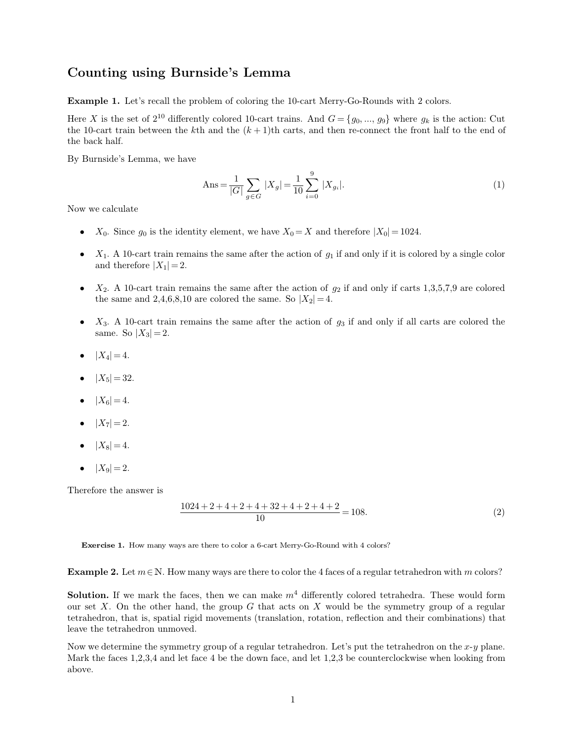# Counting using Burnside's Lemma

**Example 1.** Let's recall the problem of coloring the 10-cart Merry-Go-Rounds with 2 colors.

Here $X$ is the set of $2^{10}$ differently colored 10-cart trains. And $G = \{g_0, \ldots, g_9\}$ where $g_k$ is the action: Cut the 10-cart train between the $k$th and the $(k+1)$th carts, and then re-connect the front half to the end of the back half.

By Burnside's Lemma, we have

$$\text{Ans} = \frac{1}{|G|} \sum_{g \in G} |X_g| = \frac{1}{10} \sum_{i=0}^{9} |X_{g_i}|. \tag{1}$$

Now we calculate

- $X_0$. Since $g_0$ is the identity element, we have $X_0 = X$ and therefore $|X_0| = 1024$.
- $X_1$. A 10-cart train remains the same after the action of $g_1$ if and only if it is colored by a single color and therefore $|X_1| = 2$.
- $X_2$. A 10-cart train remains the same after the action of $g_2$ if and only if carts 1,3,5,7,9 are colored the same and 2,4,6,8,10 are colored the same. So $|X_2| = 4$.
- $X_3$. A 10-cart train remains the same after the action of $g_3$ if and only if all carts are colored the same. So $|X_3| = 2$.
- $|X_4| = 4$.
- $|X_5| = 32$.
- $|X_6| = 4$.
- $|X_7| = 2$.
- $|X_8| = 4$.
- $|X_9| = 2$.

Therefore the answer is

$$\frac{1024 + 2 + 4 + 2 + 4 + 32 + 4 + 2 + 4 + 2}{10} = 108. \tag{2}$$

**Exercise 1.** How many ways are there to color a 6-cart Merry-Go-Round with 4 colors?

**Example 2.** Let $m \in \mathbb{N}$. How many ways are there to color the 4 faces of a regular tetrahedron with $m$ colors?

**Solution.** If we mark the faces, then we can make $m^4$ differently colored tetrahedra. These would form our set $X$. On the other hand, the group $G$ that acts on $X$ would be the symmetry group of a regular tetrahedron, that is, spatial rigid movements (translation, rotation, reflection and their combinations) that leave the tetrahedron unmoved.

Now we determine the symmetry group of a regular tetrahedron. Let's put the tetrahedron on the $x$-$y$ plane. Mark the faces 1,2,3,4 and let face 4 be the down face, and let 1,2,3 be counterclockwise when looking from above.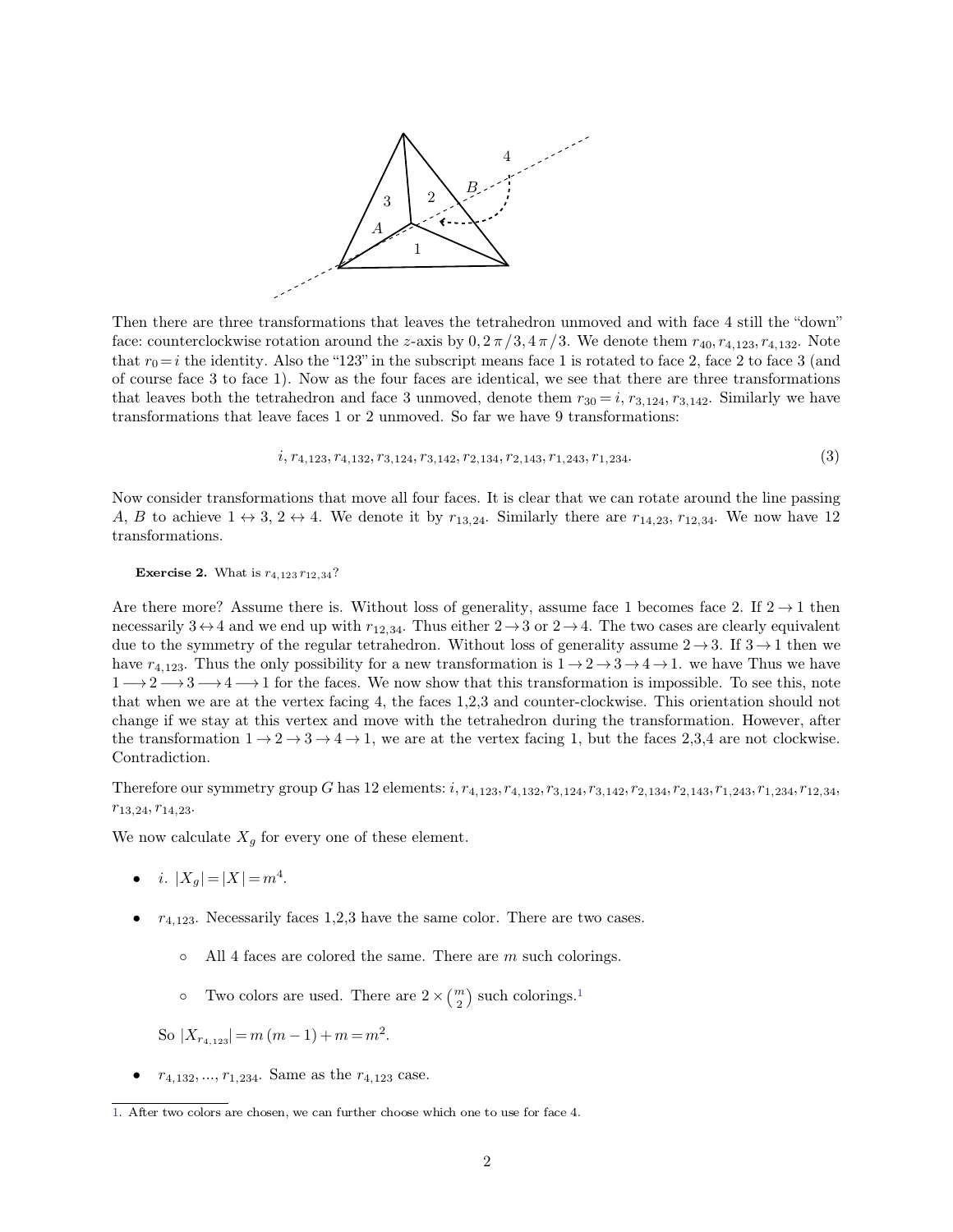Then there are three transformations that leaves the tetrahedron unmoved and with face 4 still the "down" face: counterclockwise rotation around the $z$-axis by $0, 2\pi/3, 4\pi/3$. We denote them $r_{40}, r_{4,123}, r_{4,132}$. Note that $r_0 = i$ the identity. Also the "123" in the subscript means face 1 is rotated to face 2, face 2 to face 3 (and of course face 3 to face 1). Now as the four faces are identical, we see that there are three transformations that leaves both the tetrahedron and face 3 unmoved, denote them $r_{30} = i, r_{3,124}, r_{3,142}$. Similarly we have transformations that leave faces 1 or 2 unmoved. So far we have 9 transformations:

$$i, r_{4,123}, r_{4,132}, r_{3,124}, r_{3,142}, r_{2,134}, r_{2,143}, r_{1,243}, r_{1,234}. \tag{3}$$

Now consider transformations that move all four faces. It is clear that we can rotate around the line passing $A$, $B$ to achieve $1 \leftrightarrow 3$, $2 \leftrightarrow 4$. We denote it by $r_{13,24}$. Similarly there are $r_{14,23}$, $r_{12,34}$. We now have 12 transformations.

**Exercise 2.** What is $r_{4,123} r_{12,34}$?

Are there more? Assume there is. Without loss of generality, assume face 1 becomes face 2. If $2 \to 1$ then necessarily $3 \leftrightarrow 4$ and we end up with $r_{12,34}$. Thus either $2 \to 3$ or $2 \to 4$. The two cases are clearly equivalent due to the symmetry of the regular tetrahedron. Without loss of generality assume $2 \to 3$. If $3 \to 1$ then we have $r_{4,123}$. Thus the only possibility for a new transformation is $1 \to 2 \to 3 \to 4 \to 1$. we have Thus we have $1 \longrightarrow 2 \longrightarrow 3 \longrightarrow 4 \longrightarrow 1$ for the faces. We now show that this transformation is impossible. To see this, note that when we are at the vertex facing 4, the faces 1,2,3 and counter-clockwise. This orientation should not change if we stay at this vertex and move with the tetrahedron during the transformation. However, after the transformation $1 \to 2 \to 3 \to 4 \to 1$, we are at the vertex facing 1, but the faces 2,3,4 are not clockwise. Contradiction.

Therefore our symmetry group $G$ has 12 elements: $i, r_{4,123}, r_{4,132}, r_{3,124}, r_{3,142}, r_{2,134}, r_{2,143}, r_{1,243}, r_{1,234}, r_{12,34}, r_{13,24}, r_{14,23}$.

We now calculate $X_g$ for every one of these element.

- $i$. $|X_g| = |X| = m^4$.
- $r_{4,123}$. Necessarily faces 1,2,3 have the same color. There are two cases.
  - All 4 faces are colored the same. There are $m$ such colorings.
  - Two colors are used. There are $2 \times \binom{m}{2}$ such colorings.[1]

  So $|X_{r_{4,123}}| = m(m-1) + m = m^2$.
- $r_{4,132}, \ldots, r_{1,234}$. Same as the $r_{4,123}$ case.

[1]. After two colors are chosen, we can further choose which one to use for face 4.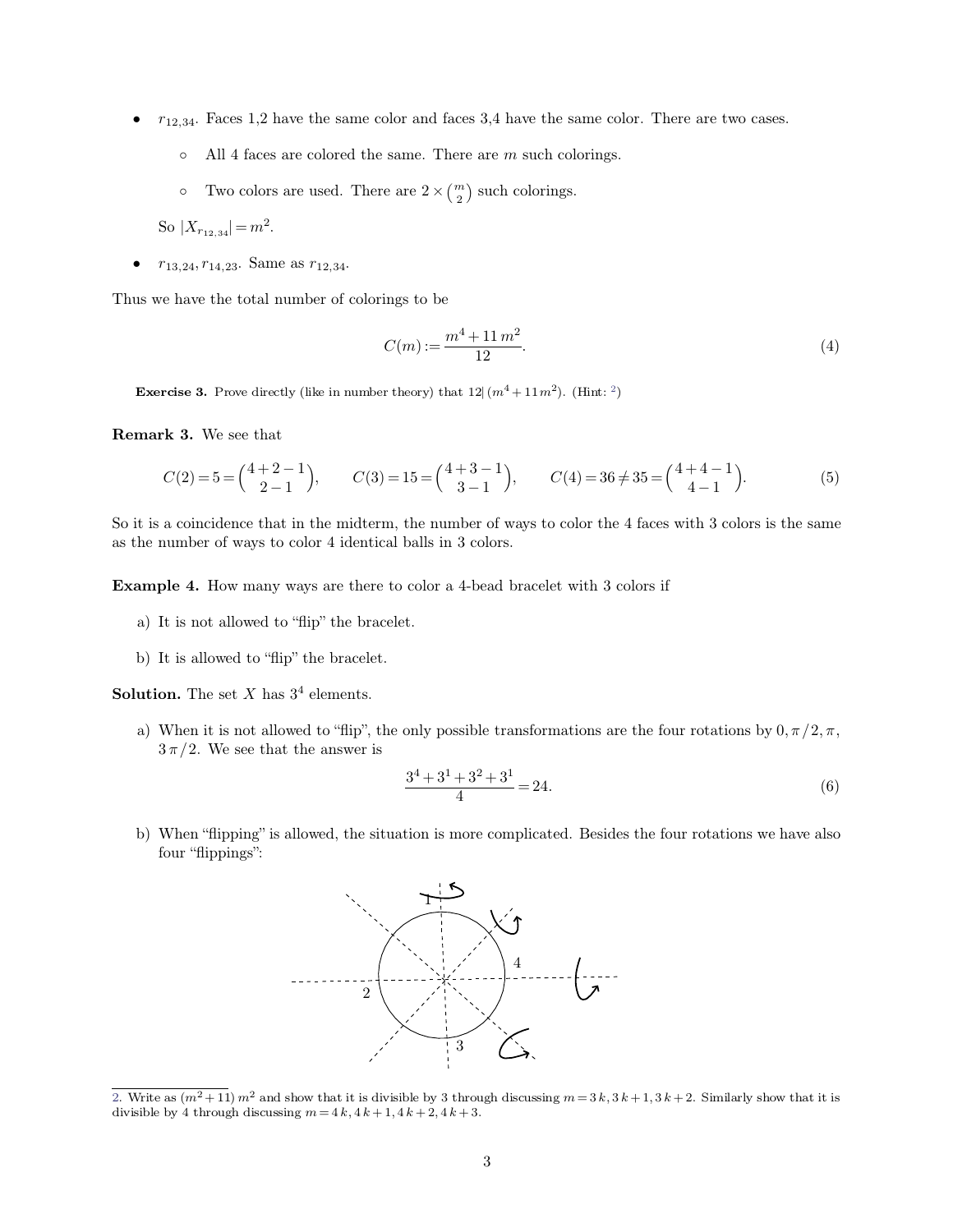- $r_{12,34}$. Faces 1,2 have the same color and faces 3,4 have the same color. There are two cases.

    - All 4 faces are colored the same. There are $m$ such colorings.

    - Two colors are used. There are $2 \times \binom{m}{2}$ such colorings.

  So $|X_{r_{12,34}}| = m^2$.

- $r_{13,24}, r_{14,23}$. Same as $r_{12,34}$.

Thus we have the total number of colorings to be

$$C(m) := \frac{m^4 + 11\, m^2}{12}. \tag{4}$$

**Exercise 3.** Prove directly (like in number theory) that $12 | (m^4 + 11 m^2)$. (Hint: [2])

**Remark 3.** We see that

$$C(2) = 5 = \binom{4+2-1}{2-1}, \qquad C(3) = 15 = \binom{4+3-1}{3-1}, \qquad C(4) = 36 \neq 35 = \binom{4+4-1}{4-1}. \tag{5}$$

So it is a coincidence that in the midterm, the number of ways to color the 4 faces with 3 colors is the same as the number of ways to color 4 identical balls in 3 colors.

**Example 4.** How many ways are there to color a 4-bead bracelet with 3 colors if

a) It is not allowed to "flip" the bracelet.

b) It is allowed to "flip" the bracelet.

**Solution.** The set $X$ has $3^4$ elements.

a) When it is not allowed to "flip", the only possible transformations are the four rotations by $0, \pi/2, \pi, 3\pi/2$. We see that the answer is

$$\frac{3^4 + 3^1 + 3^2 + 3^1}{4} = 24. \tag{6}$$

b) When "flipping" is allowed, the situation is more complicated. Besides the four rotations we have also four "flippings":

1

4

2

3

2. Write as $(m^2 + 11)\, m^2$ and show that it is divisible by 3 through discussing $m = 3k, 3k+1, 3k+2$. Similarly show that it is divisible by 4 through discussing $m = 4k, 4k+1, 4k+2, 4k+3$.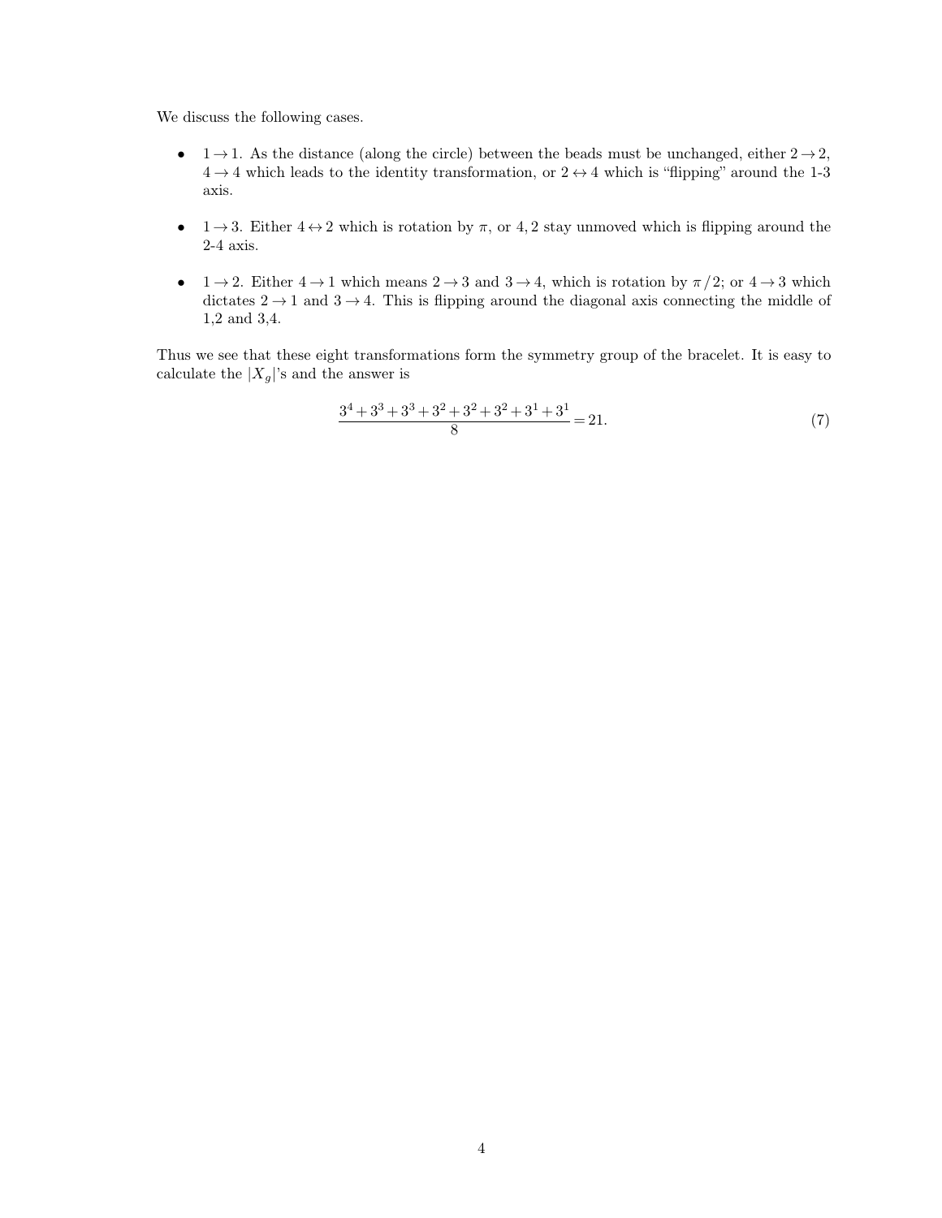We discuss the following cases.

- $1 \to 1$. As the distance (along the circle) between the beads must be unchanged, either $2 \to 2$, $4 \to 4$ which leads to the identity transformation, or $2 \leftrightarrow 4$ which is "flipping" around the 1-3 axis.

- $1 \to 3$. Either $4 \leftrightarrow 2$ which is rotation by $\pi$, or $4, 2$ stay unmoved which is flipping around the 2-4 axis.

- $1 \to 2$. Either $4 \to 1$ which means $2 \to 3$ and $3 \to 4$, which is rotation by $\pi/2$; or $4 \to 3$ which dictates $2 \to 1$ and $3 \to 4$. This is flipping around the diagonal axis connecting the middle of 1,2 and 3,4.

Thus we see that these eight transformations form the symmetry group of the bracelet. It is easy to calculate the $|X_g|$'s and the answer is

$$\frac{3^4 + 3^3 + 3^3 + 3^2 + 3^2 + 3^2 + 3^1 + 3^1}{8} = 21. \tag{7}$$